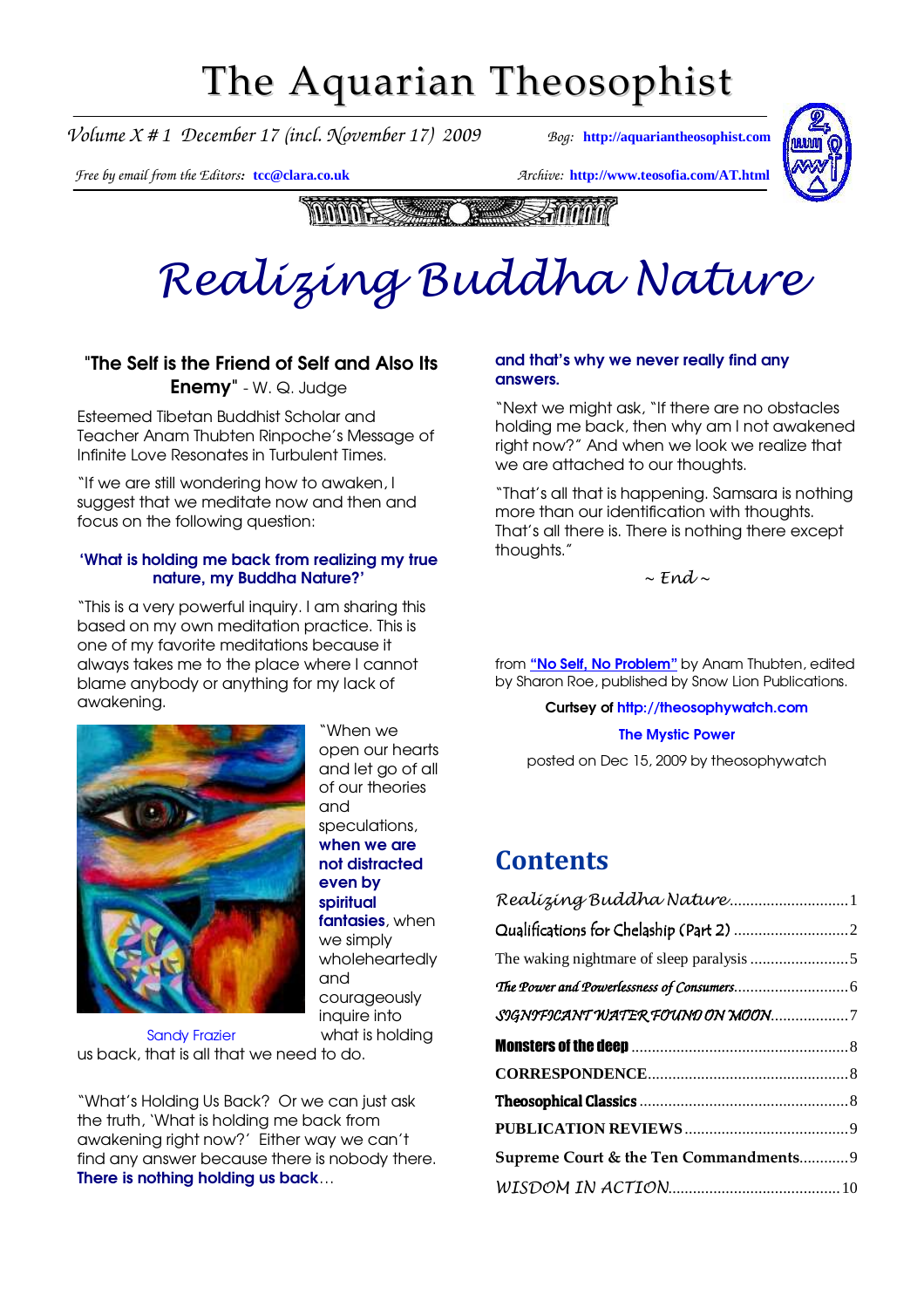# The Aquarian Theosophist

*Volume X # 1 December 17 (incl. November 17) 2009* *Bog:* **http://aquariantheosophist.com**

*Free by email from the Editors:* **tcc@clara.co.uk** *Archive:* **http://www.teosofia.com/AT.html**

# *Realizing Buddha Nature*

### "**The Self is the Friend of Self and Also Its Enemy**" - W. Q. Judge

Esteemed Tibetan Buddhist Scholar and Teacher Anam Thubten Rinpoche's Message of Infinite Love Resonates in Turbulent Times.

"If we are still wondering how to awaken, I suggest that we meditate now and then and focus on the following question:

**'What is holding me back from realizing my true nature, my Buddha Nature?'**

"This is a very powerful inquiry. I am sharing this based on my own meditation practice. This is one of my favorite meditations because it always takes me to the place where I cannot blame anybody or anything for my lack of awakening.

Sandy Frazier

"When we open our hearts and let go of all of our theories and speculations, **when we are not distracted even by spiritual fantasies**, when we simply wholeheartedly and courageously inquire into what is holding us back, that is all that we need to do.

"What's Holding Us Back? Or we can just ask the truth, 'What is holding me back from awakening right now?' Either way we can't find any answer because there is nobody there. **There is nothing holding us back**… **and that's why we never really find any answers.**

"Next we might ask, "If there are no obstacles holding me back, then why am I not awakened right now?" And when we look we realize that we are attached to our thoughts.

"That's all that is happening. Samsara is nothing more than our identification with thoughts. That's all there is. There is nothing there except thoughts."

*~ End ~*

from **"No Self, No Problem"** by Anam Thubten, edited by Sharon Roe, published by Snow Lion Publications.

**Curtsey of http://theosophywatch.com**

**The Mystic Power**

posted on Dec 15, 2009 by theosophywatch

## Contents

*Realizing Buddha Nature*............................1
Qualifications for Chelaship (Part 2)............................2
The waking nightmare of sleep paralysis............................5
*The Power and Powerlessness of Consumers*............................6
*SIGNIFICANT WATER FOUND ON MOON*............................7
**Monsters of the deep**............................8
**CORRESPONDENCE**............................8
**Theosophical Classics**............................8
**PUBLICATION REVIEWS**............................9
**Supreme Court & the Ten Commandments**............................9
*WISDOM IN ACTION*............................10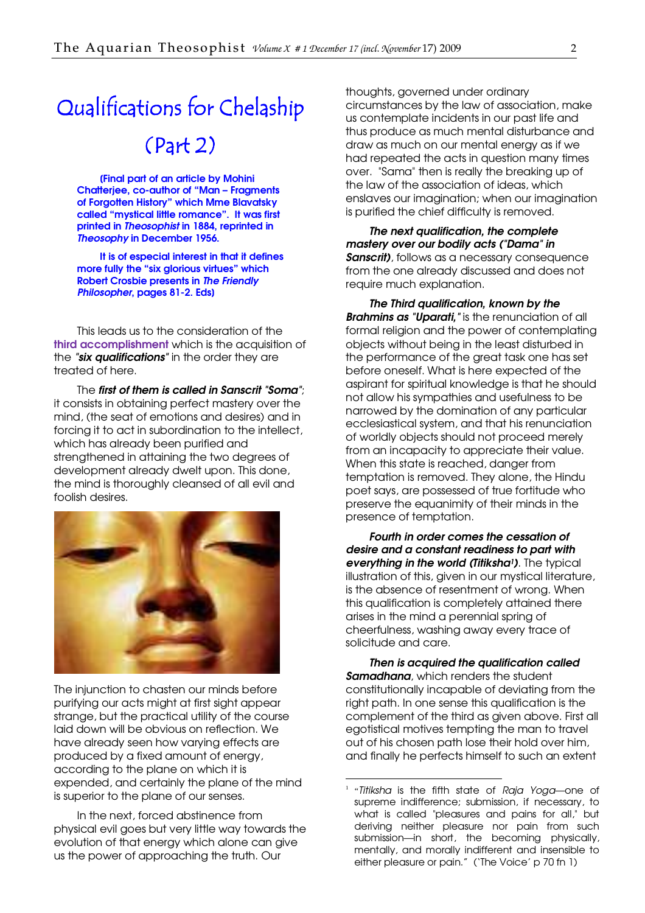# Qualifications for Chelaship

# (Part 2)

**(Final part of an article by Mohini Chatterjee, co-author of "Man – Fragments of Forgotten History" which Mme Blavatsky called "mystical little romance". It was first printed in *Theosophist* in 1884, reprinted in *Theosophy* in December 1956.**

**It is of especial interest in that it defines more fully the "six glorious virtues" which Robert Crosbie presents in *The Friendly Philosopher*, pages 81-2. Eds)**

This leads us to the consideration of the **third accomplishment** which is the acquisition of the *"**six qualifications**"* in the order they are treated of here.

The ***first of them is called in Sanscrit "Soma"***; it consists in obtaining perfect mastery over the mind, (the seat of emotions and desires) and in forcing it to act in subordination to the intellect, which has already been purified and strengthened in attaining the two degrees of development already dwelt upon. This done, the mind is thoroughly cleansed of all evil and foolish desires.

The injunction to chasten our minds before purifying our acts might at first sight appear strange, but the practical utility of the course laid down will be obvious on reflection. We have already seen how varying effects are produced by a fixed amount of energy, according to the plane on which it is expended, and certainly the plane of the mind is superior to the plane of our senses.

In the next, forced abstinence from physical evil goes but very little way towards the evolution of that energy which alone can give us the power of approaching the truth. Our thoughts, governed under ordinary circumstances by the law of association, make us contemplate incidents in our past life and thus produce as much mental disturbance and draw as much on our mental energy as if we had repeated the acts in question many times over. "Sama" then is really the breaking up of the law of the association of ideas, which enslaves our imagination; when our imagination is purified the chief difficulty is removed.

***The next qualification, the complete mastery over our bodily acts ("Dama" in Sanscrit)***, follows as a necessary consequence from the one already discussed and does not require much explanation.

***The Third qualification, known by the Brahmins as "Uparati,"*** is the renunciation of all formal religion and the power of contemplating objects without being in the least disturbed in the performance of the great task one has set before oneself. What is here expected of the aspirant for spiritual knowledge is that he should not allow his sympathies and usefulness to be narrowed by the domination of any particular ecclesiastical system, and that his renunciation of worldly objects should not proceed merely from an incapacity to appreciate their value. When this state is reached, danger from temptation is removed. They alone, the Hindu poet says, are possessed of true fortitude who preserve the equanimity of their minds in the presence of temptation.

***Fourth in order comes the cessation of desire and a constant readiness to part with everything in the world (Titiksha[1])***. The typical illustration of this, given in our mystical literature, is the absence of resentment of wrong. When this qualification is completely attained there arises in the mind a perennial spring of cheerfulness, washing away every trace of solicitude and care.

***Then is acquired the qualification called Samadhana***, which renders the student constitutionally incapable of deviating from the right path. In one sense this qualification is the complement of the third as given above. First all egotistical motives tempting the man to travel out of his chosen path lose their hold over him, and finally he perfects himself to such an extent

---

[1] "*Titiksha* is the fifth state of *Raja Yoga*—one of supreme indifference; submission, if necessary, to what is called "pleasures and pains for all," but deriving neither pleasure nor pain from such submission—in short, the becoming physically, mentally, and morally indifferent and insensible to either pleasure or pain." ('The Voice' p 70 fn 1)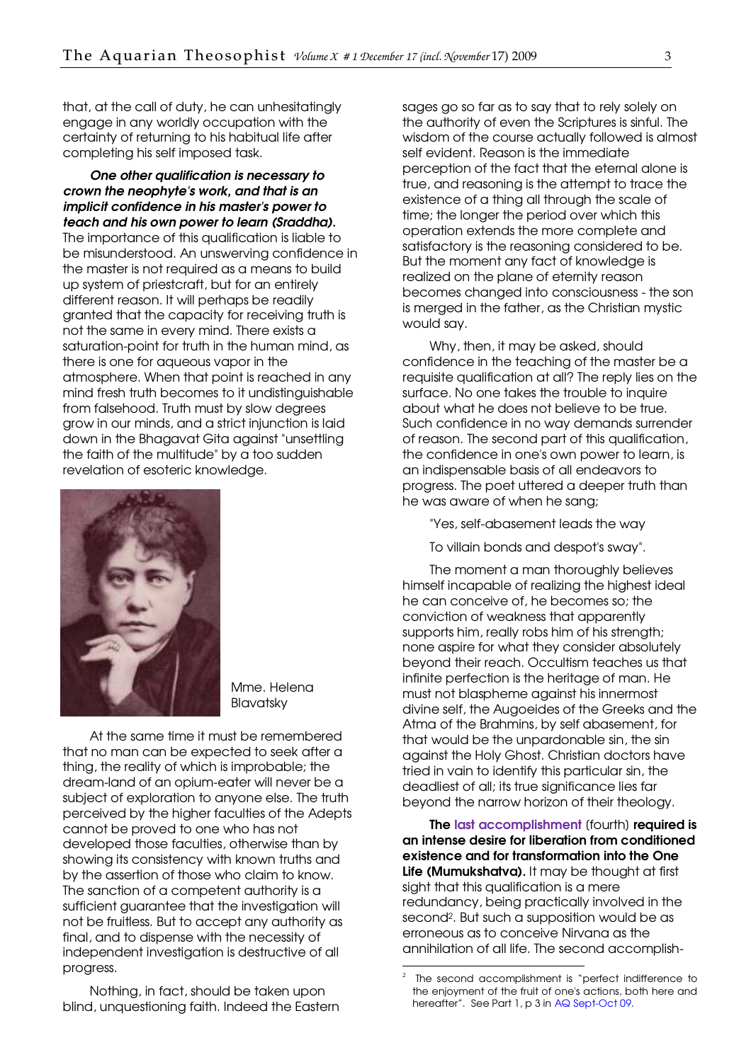that, at the call of duty, he can unhesitatingly engage in any worldly occupation with the certainty of returning to his habitual life after completing his self imposed task.

***One other qualification is necessary to crown the neophyte's work, and that is an implicit confidence in his master's power to teach and his own power to learn (Sraddha).*** The importance of this qualification is liable to be misunderstood. An unswerving confidence in the master is not required as a means to build up system of priestcraft, but for an entirely different reason. It will perhaps be readily granted that the capacity for receiving truth is not the same in every mind. There exists a saturation-point for truth in the human mind, as there is one for aqueous vapor in the atmosphere. When that point is reached in any mind fresh truth becomes to it undistinguishable from falsehood. Truth must by slow degrees grow in our minds, and a strict injunction is laid down in the Bhagavat Gita against "unsettling the faith of the multitude" by a too sudden revelation of esoteric knowledge.

Mme. Helena Blavatsky

At the same time it must be remembered that no man can be expected to seek after a thing, the reality of which is improbable; the dream-land of an opium-eater will never be a subject of exploration to anyone else. The truth perceived by the higher faculties of the Adepts cannot be proved to one who has not developed those faculties, otherwise than by showing its consistency with known truths and by the assertion of those who claim to know. The sanction of a competent authority is a sufficient guarantee that the investigation will not be fruitless. But to accept any authority as final, and to dispense with the necessity of independent investigation is destructive of all progress.

Nothing, in fact, should be taken upon blind, unquestioning faith. Indeed the Eastern sages go so far as to say that to rely solely on the authority of even the Scriptures is sinful. The wisdom of the course actually followed is almost self evident. Reason is the immediate perception of the fact that the eternal alone is true, and reasoning is the attempt to trace the existence of a thing all through the scale of time; the longer the period over which this operation extends the more complete and satisfactory is the reasoning considered to be. But the moment any fact of knowledge is realized on the plane of eternity reason becomes changed into consciousness - the son is merged in the father, as the Christian mystic would say.

Why, then, it may be asked, should confidence in the teaching of the master be a requisite qualification at all? The reply lies on the surface. No one takes the trouble to inquire about what he does not believe to be true. Such confidence in no way demands surrender of reason. The second part of this qualification, the confidence in one's own power to learn, is an indispensable basis of all endeavors to progress. The poet uttered a deeper truth than he was aware of when he sang;

"Yes, self-abasement leads the way

To villain bonds and despot's sway".

The moment a man thoroughly believes himself incapable of realizing the highest ideal he can conceive of, he becomes so; the conviction of weakness that apparently supports him, really robs him of his strength; none aspire for what they consider absolutely beyond their reach. Occultism teaches us that infinite perfection is the heritage of man. He must not blaspheme against his innermost divine self, the Augoeides of the Greeks and the Atma of the Brahmins, by self abasement, for that would be the unpardonable sin, the sin against the Holy Ghost. Christian doctors have tried in vain to identify this particular sin, the deadliest of all; its true significance lies far beyond the narrow horizon of their theology.

**The last accomplishment (fourth) required is an intense desire for liberation from conditioned existence and for transformation into the One Life (Mumukshatva).** It may be thought at first sight that this qualification is a mere redundancy, being practically involved in the second[2]. But such a supposition would be as erroneous as to conceive Nirvana as the annihilation of all life. The second accomplish-

[2] The second accomplishment is "perfect indifference to the enjoyment of the fruit of one's actions, both here and hereafter". See Part 1, p 3 in AQ Sept-Oct 09.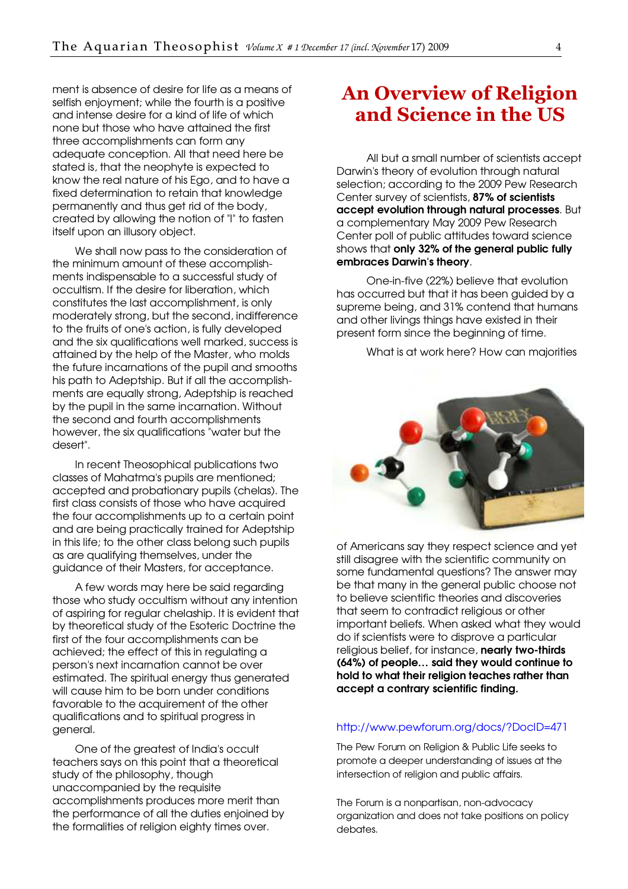ment is absence of desire for life as a means of selfish enjoyment; while the fourth is a positive and intense desire for a kind of life of which none but those who have attained the first three accomplishments can form any adequate conception. All that need here be stated is, that the neophyte is expected to know the real nature of his Ego, and to have a fixed determination to retain that knowledge permanently and thus get rid of the body, created by allowing the notion of "I" to fasten itself upon an illusory object.

We shall now pass to the consideration of the minimum amount of these accomplishments indispensable to a successful study of occultism. If the desire for liberation, which constitutes the last accomplishment, is only moderately strong, but the second, indifference to the fruits of one's action, is fully developed and the six qualifications well marked, success is attained by the help of the Master, who molds the future incarnations of the pupil and smooths his path to Adeptship. But if all the accomplishments are equally strong, Adeptship is reached by the pupil in the same incarnation. Without the second and fourth accomplishments however, the six qualifications "water but the desert".

In recent Theosophical publications two classes of Mahatma's pupils are mentioned; accepted and probationary pupils (chelas). The first class consists of those who have acquired the four accomplishments up to a certain point and are being practically trained for Adeptship in this life; to the other class belong such pupils as are qualifying themselves, under the guidance of their Masters, for acceptance.

A few words may here be said regarding those who study occultism without any intention of aspiring for regular chelaship. It is evident that by theoretical study of the Esoteric Doctrine the first of the four accomplishments can be achieved; the effect of this in regulating a person's next incarnation cannot be over estimated. The spiritual energy thus generated will cause him to be born under conditions favorable to the acquirement of the other qualifications and to spiritual progress in general.

One of the greatest of India's occult teachers says on this point that a theoretical study of the philosophy, though unaccompanied by the requisite accomplishments produces more merit than the performance of all the duties enjoined by the formalities of religion eighty times over.

# An Overview of Religion and Science in the US

All but a small number of scientists accept Darwin's theory of evolution through natural selection; according to the 2009 Pew Research Center survey of scientists, **87% of scientists accept evolution through natural processes**. But a complementary May 2009 Pew Research Center poll of public attitudes toward science shows that **only 32% of the general public fully embraces Darwin's theory**.

One-in-five (22%) believe that evolution has occurred but that it has been guided by a supreme being, and 31% contend that humans and other livings things have existed in their present form since the beginning of time.

What is at work here? How can majorities of Americans say they respect science and yet still disagree with the scientific community on some fundamental questions? The answer may be that many in the general public choose not to believe scientific theories and discoveries that seem to contradict religious or other important beliefs. When asked what they would do if scientists were to disprove a particular religious belief, for instance, **nearly two-thirds (64%) of people… said they would continue to hold to what their religion teaches rather than accept a contrary scientific finding.**

http://www.pewforum.org/docs/?DocID=471

The Pew Forum on Religion & Public Life seeks to promote a deeper understanding of issues at the intersection of religion and public affairs.

The Forum is a nonpartisan, non-advocacy organization and does not take positions on policy debates.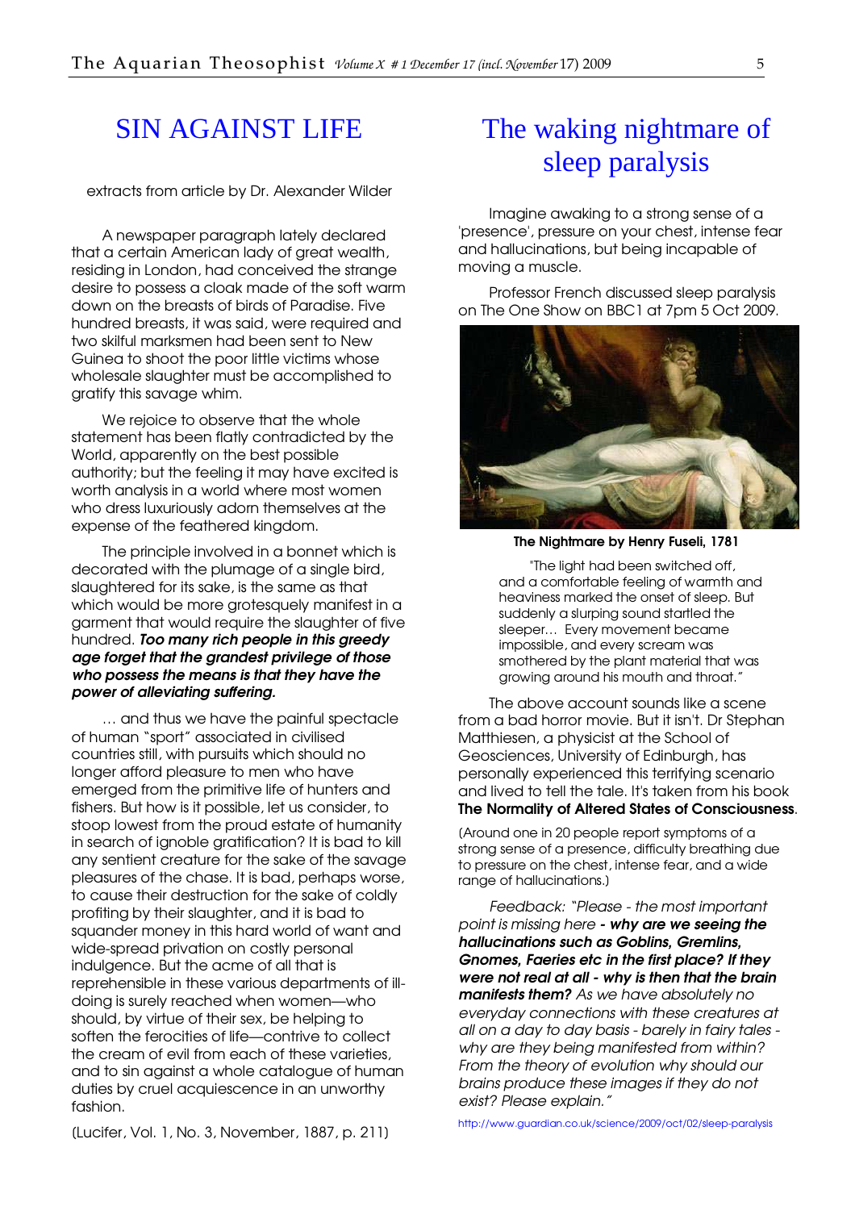# SIN AGAINST LIFE

extracts from article by Dr. Alexander Wilder

A newspaper paragraph lately declared that a certain American lady of great wealth, residing in London, had conceived the strange desire to possess a cloak made of the soft warm down on the breasts of birds of Paradise. Five hundred breasts, it was said, were required and two skilful marksmen had been sent to New Guinea to shoot the poor little victims whose wholesale slaughter must be accomplished to gratify this savage whim.

We rejoice to observe that the whole statement has been flatly contradicted by the World, apparently on the best possible authority; but the feeling it may have excited is worth analysis in a world where most women who dress luxuriously adorn themselves at the expense of the feathered kingdom.

The principle involved in a bonnet which is decorated with the plumage of a single bird, slaughtered for its sake, is the same as that which would be more grotesquely manifest in a garment that would require the slaughter of five hundred. ***Too many rich people in this greedy age forget that the grandest privilege of those who possess the means is that they have the power of alleviating suffering.***

… and thus we have the painful spectacle of human "sport" associated in civilised countries still, with pursuits which should no longer afford pleasure to men who have emerged from the primitive life of hunters and fishers. But how is it possible, let us consider, to stoop lowest from the proud estate of humanity in search of ignoble gratification? It is bad to kill any sentient creature for the sake of the savage pleasures of the chase. It is bad, perhaps worse, to cause their destruction for the sake of coldly profiting by their slaughter, and it is bad to squander money in this hard world of want and wide-spread privation on costly personal indulgence. But the acme of all that is reprehensible in these various departments of ill-doing is surely reached when women—who should, by virtue of their sex, be helping to soften the ferocities of life—contrive to collect the cream of evil from each of these varieties, and to sin against a whole catalogue of human duties by cruel acquiescence in an unworthy fashion.

(Lucifer, Vol. 1, No. 3, November, 1887, p. 211)

# The waking nightmare of sleep paralysis

Imagine awaking to a strong sense of a 'presence', pressure on your chest, intense fear and hallucinations, but being incapable of moving a muscle.

Professor French discussed sleep paralysis on The One Show on BBC1 at 7pm 5 Oct 2009.

**The Nightmare by Henry Fuseli, 1781**

"The light had been switched off, and a comfortable feeling of warmth and heaviness marked the onset of sleep. But suddenly a slurping sound startled the sleeper… Every movement became impossible, and every scream was smothered by the plant material that was growing around his mouth and throat."

The above account sounds like a scene from a bad horror movie. But it isn't. Dr Stephan Matthiesen, a physicist at the School of Geosciences, University of Edinburgh, has personally experienced this terrifying scenario and lived to tell the tale. It's taken from his book **The Normality of Altered States of Consciousness**.

(Around one in 20 people report symptoms of a strong sense of a presence, difficulty breathing due to pressure on the chest, intense fear, and a wide range of hallucinations.)

*Feedback: "Please - the most important point is missing here **- why are we seeing the hallucinations such as Goblins, Gremlins, Gnomes, Faeries etc in the first place? If they were not real at all - why is then that the brain manifests them?** As we have absolutely no everyday connections with these creatures at all on a day to day basis - barely in fairy tales - why are they being manifested from within? From the theory of evolution why should our brains produce these images if they do not exist? Please explain."*

http://www.guardian.co.uk/science/2009/oct/02/sleep-paralysis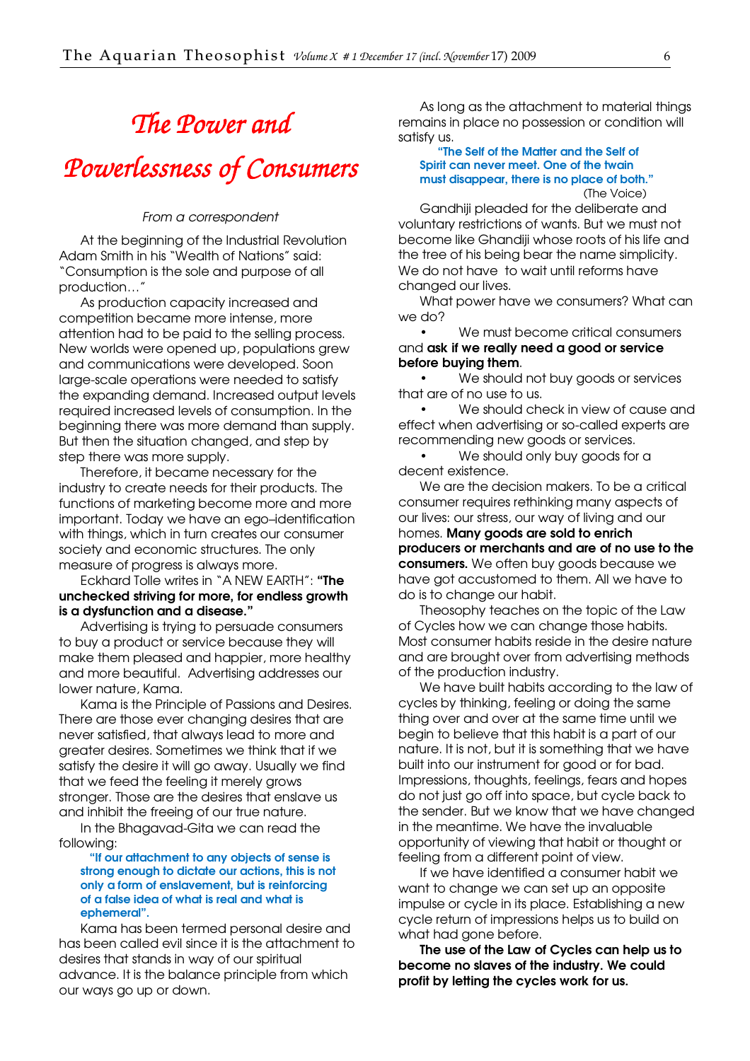# The Power and Powerlessness of Consumers

*From a correspondent*

At the beginning of the Industrial Revolution Adam Smith in his "Wealth of Nations" said: "Consumption is the sole and purpose of all production…"

As production capacity increased and competition became more intense, more attention had to be paid to the selling process. New worlds were opened up, populations grew and communications were developed. Soon large-scale operations were needed to satisfy the expanding demand. Increased output levels required increased levels of consumption. In the beginning there was more demand than supply. But then the situation changed, and step by step there was more supply.

Therefore, it became necessary for the industry to create needs for their products. The functions of marketing become more and more important. Today we have an ego–identification with things, which in turn creates our consumer society and economic structures. The only measure of progress is always more.

Eckhard Tolle writes in "A NEW EARTH": **"The unchecked striving for more, for endless growth is a dysfunction and a disease."**

Advertising is trying to persuade consumers to buy a product or service because they will make them pleased and happier, more healthy and more beautiful. Advertising addresses our lower nature, Kama.

Kama is the Principle of Passions and Desires. There are those ever changing desires that are never satisfied, that always lead to more and greater desires. Sometimes we think that if we satisfy the desire it will go away. Usually we find that we feed the feeling it merely grows stronger. Those are the desires that enslave us and inhibit the freeing of our true nature.

In the Bhagavad-Gita we can read the following:

> **"If our attachment to any objects of sense is strong enough to dictate our actions, this is not only a form of enslavement, but is reinforcing of a false idea of what is real and what is ephemeral".**

Kama has been termed personal desire and has been called evil since it is the attachment to desires that stands in way of our spiritual advance. It is the balance principle from which our ways go up or down.

As long as the attachment to material things remains in place no possession or condition will satisfy us.

> **"The Self of the Matter and the Self of Spirit can never meet. One of the twain must disappear, there is no place of both."**
>
> (The Voice)

Gandhiji pleaded for the deliberate and voluntary restrictions of wants. But we must not become like Ghandiji whose roots of his life and the tree of his being bear the name simplicity. We do not have to wait until reforms have changed our lives.

What power have we consumers? What can we do?

- We must become critical consumers and **ask if we really need a good or service before buying them**.
- We should not buy goods or services that are of no use to us.
- We should check in view of cause and effect when advertising or so-called experts are recommending new goods or services.
- We should only buy goods for a decent existence.

We are the decision makers. To be a critical consumer requires rethinking many aspects of our lives: our stress, our way of living and our homes. **Many goods are sold to enrich producers or merchants and are of no use to the consumers.** We often buy goods because we have got accustomed to them. All we have to do is to change our habit.

Theosophy teaches on the topic of the Law of Cycles how we can change those habits. Most consumer habits reside in the desire nature and are brought over from advertising methods of the production industry.

We have built habits according to the law of cycles by thinking, feeling or doing the same thing over and over at the same time until we begin to believe that this habit is a part of our nature. It is not, but it is something that we have built into our instrument for good or for bad. Impressions, thoughts, feelings, fears and hopes do not just go off into space, but cycle back to the sender. But we know that we have changed in the meantime. We have the invaluable opportunity of viewing that habit or thought or feeling from a different point of view.

If we have identified a consumer habit we want to change we can set up an opposite impulse or cycle in its place. Establishing a new cycle return of impressions helps us to build on what had gone before.

**The use of the Law of Cycles can help us to become no slaves of the industry. We could profit by letting the cycles work for us.**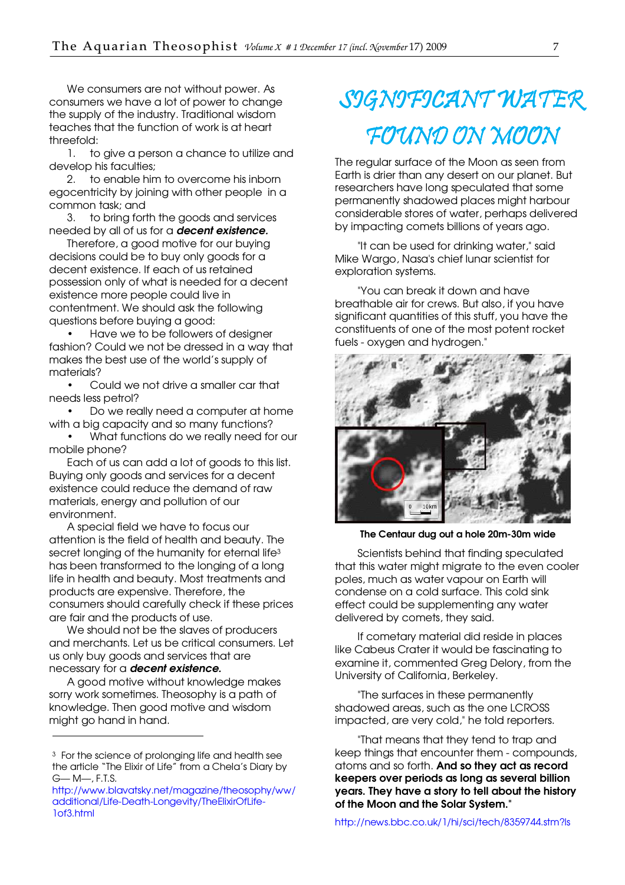We consumers are not without power. As consumers we have a lot of power to change the supply of the industry. Traditional wisdom teaches that the function of work is at heart threefold:

1. to give a person a chance to utilize and develop his faculties;
2. to enable him to overcome his inborn egocentricity by joining with other people in a common task; and
3. to bring forth the goods and services needed by all of us for a ***decent existence.***

Therefore, a good motive for our buying decisions could be to buy only goods for a decent existence. If each of us retained possession only of what is needed for a decent existence more people could live in contentment. We should ask the following questions before buying a good:

- Have we to be followers of designer fashion? Could we not be dressed in a way that makes the best use of the world's supply of materials?
- Could we not drive a smaller car that needs less petrol?
- Do we really need a computer at home with a big capacity and so many functions?
- What functions do we really need for our mobile phone?

Each of us can add a lot of goods to this list. Buying only goods and services for a decent existence could reduce the demand of raw materials, energy and pollution of our environment.

A special field we have to focus our attention is the field of health and beauty. The secret longing of the humanity for eternal life[3] has been transformed to the longing of a long life in health and beauty. Most treatments and products are expensive. Therefore, the consumers should carefully check if these prices are fair and the products of use.

We should not be the slaves of producers and merchants. Let us be critical consumers. Let us only buy goods and services that are necessary for a ***decent existence.***

A good motive without knowledge makes sorry work sometimes. Theosophy is a path of knowledge. Then good motive and wisdom might go hand in hand.

---

[3] For the science of prolonging life and health see the article "The Elixir of Life" from a Chela's Diary by G— M—, F.T.S.
http://www.blavatsky.net/magazine/theosophy/ww/additional/Life-Death-Longevity/TheElixirOfLife-1of3.html

# SIGNIFICANT WATER FOUND ON MOON

The regular surface of the Moon as seen from Earth is drier than any desert on our planet. But researchers have long speculated that some permanently shadowed places might harbour considerable stores of water, perhaps delivered by impacting comets billions of years ago.

"It can be used for drinking water," said Mike Wargo, Nasa's chief lunar scientist for exploration systems.

"You can break it down and have breathable air for crews. But also, if you have significant quantities of this stuff, you have the constituents of one of the most potent rocket fuels - oxygen and hydrogen."

**The Centaur dug out a hole 20m-30m wide**

Scientists behind that finding speculated that this water might migrate to the even cooler poles, much as water vapour on Earth will condense on a cold surface. This cold sink effect could be supplementing any water delivered by comets, they said.

If cometary material did reside in places like Cabeus Crater it would be fascinating to examine it, commented Greg Delory, from the University of California, Berkeley.

"The surfaces in these permanently shadowed areas, such as the one LCROSS impacted, are very cold," he told reporters.

"That means that they tend to trap and keep things that encounter them - compounds, atoms and so forth. **And so they act as record keepers over periods as long as several billion years. They have a story to tell about the history of the Moon and the Solar System.**"

http://news.bbc.co.uk/1/hi/sci/tech/8359744.stm?ls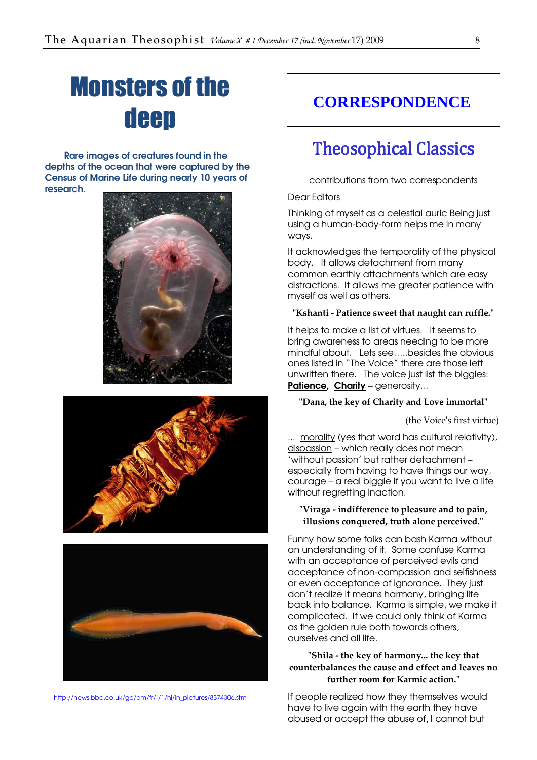# Monsters of the deep

**Rare images of creatures found in the depths of the ocean that were captured by the Census of Marine Life during nearly 10 years of research.**

http://news.bbc.co.uk/go/em/fr/-/1/hi/in_pictures/8374306.stm

## CORRESPONDENCE

## Theosophical Classics

contributions from two correspondents

Dear Editors

Thinking of myself as a celestial auric Being just using a human-body-form helps me in many ways.

It acknowledges the temporality of the physical body. It allows detachment from many common earthly attachments which are easy distractions. It allows me greater patience with myself as well as others.

**"Kshanti - Patience sweet that naught can ruffle."**

It helps to make a list of virtues. It seems to bring awareness to areas needing to be more mindful about. Lets see…..besides the obvious ones listed in "The Voice" there are those left unwritten there. The voice just list the biggies: **Patience**, **Charity** – generosity…

**"Dana, the key of Charity and Love immortal"**

(the Voice's first virtue)

… morality (yes that word has cultural relativity), dispassion – which really does not mean 'without passion' but rather detachment – especially from having to have things our way, courage – a real biggie if you want to live a life without regretting inaction.

**"Viraga - indifference to pleasure and to pain, illusions conquered, truth alone perceived."**

Funny how some folks can bash Karma without an understanding of it. Some confuse Karma with an acceptance of perceived evils and acceptance of non-compassion and selfishness or even acceptance of ignorance. They just don't realize it means harmony, bringing life back into balance. Karma is simple, we make it complicated. If we could only think of Karma as the golden rule both towards others, ourselves and all life.

**"Shila - the key of harmony... the key that counterbalances the cause and effect and leaves no further room for Karmic action."**

If people realized how they themselves would have to live again with the earth they have abused or accept the abuse of, I cannot but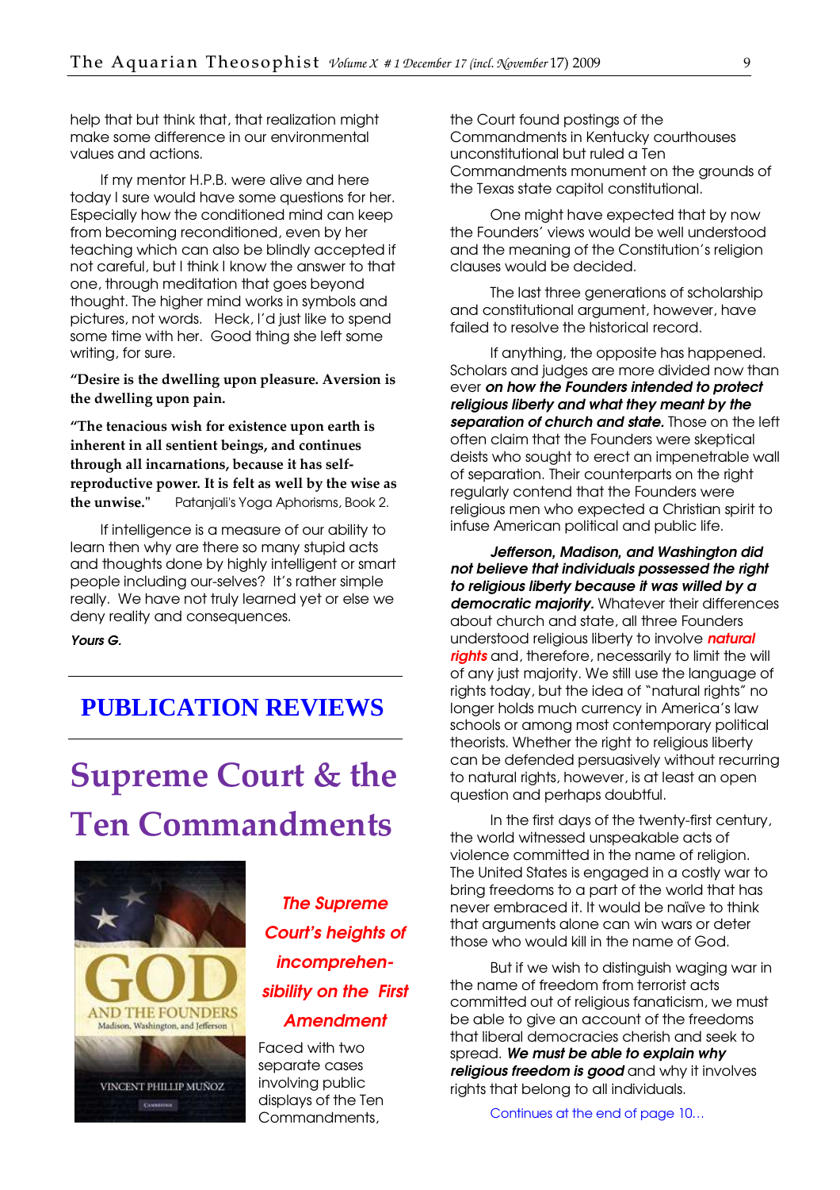help that but think that, that realization might make some difference in our environmental values and actions.

If my mentor H.P.B. were alive and here today I sure would have some questions for her. Especially how the conditioned mind can keep from becoming reconditioned, even by her teaching which can also be blindly accepted if not careful, but I think I know the answer to that one, through meditation that goes beyond thought. The higher mind works in symbols and pictures, not words. Heck, I'd just like to spend some time with her. Good thing she left some writing, for sure.

**"Desire is the dwelling upon pleasure. Aversion is the dwelling upon pain.**

**"The tenacious wish for existence upon earth is inherent in all sentient beings, and continues through all incarnations, because it has self-reproductive power. It is felt as well by the wise as the unwise."** Patanjali's Yoga Aphorisms, Book 2.

If intelligence is a measure of our ability to learn then why are there so many stupid acts and thoughts done by highly intelligent or smart people including our-selves? It's rather simple really. We have not truly learned yet or else we deny reality and consequences.

***Yours G.***

## PUBLICATION REVIEWS

# Supreme Court & the Ten Commandments

***The Supreme Court's heights of incomprehen-sibility on the First Amendment***

Faced with two separate cases involving public displays of the Ten Commandments, the Court found postings of the Commandments in Kentucky courthouses unconstitutional but ruled a Ten Commandments monument on the grounds of the Texas state capitol constitutional.

One might have expected that by now the Founders' views would be well understood and the meaning of the Constitution's religion clauses would be decided.

The last three generations of scholarship and constitutional argument, however, have failed to resolve the historical record.

If anything, the opposite has happened. Scholars and judges are more divided now than ever ***on how the Founders intended to protect religious liberty and what they meant by the separation of church and state.*** Those on the left often claim that the Founders were skeptical deists who sought to erect an impenetrable wall of separation. Their counterparts on the right regularly contend that the Founders were religious men who expected a Christian spirit to infuse American political and public life.

***Jefferson, Madison, and Washington did not believe that individuals possessed the right to religious liberty because it was willed by a democratic majority.*** Whatever their differences about church and state, all three Founders understood religious liberty to involve ***natural rights*** and, therefore, necessarily to limit the will of any just majority. We still use the language of rights today, but the idea of "natural rights" no longer holds much currency in America's law schools or among most contemporary political theorists. Whether the right to religious liberty can be defended persuasively without recurring to natural rights, however, is at least an open question and perhaps doubtful.

In the first days of the twenty-first century, the world witnessed unspeakable acts of violence committed in the name of religion. The United States is engaged in a costly war to bring freedoms to a part of the world that has never embraced it. It would be naïve to think that arguments alone can win wars or deter those who would kill in the name of God.

But if we wish to distinguish waging war in the name of freedom from terrorist acts committed out of religious fanaticism, we must be able to give an account of the freedoms that liberal democracies cherish and seek to spread. ***We must be able to explain why religious freedom is good*** and why it involves rights that belong to all individuals.

Continues at the end of page 10…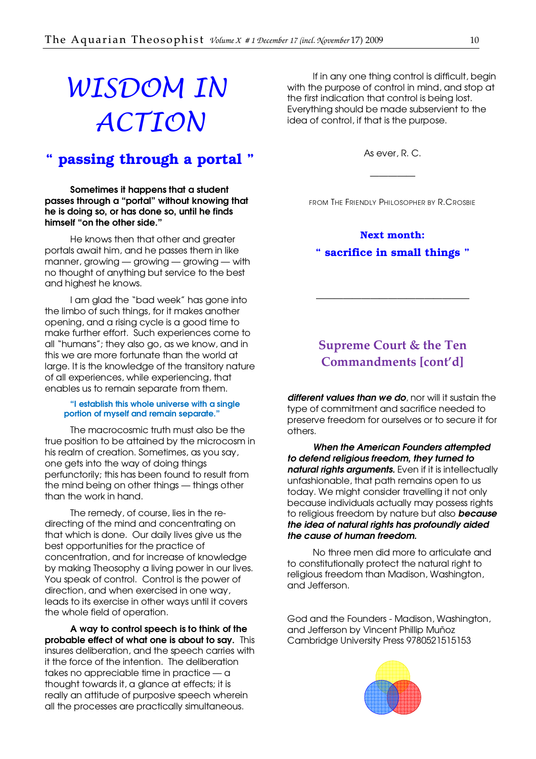# WISDOM IN ACTION

## " passing through a portal "

**Sometimes it happens that a student passes through a "portal" without knowing that he is doing so, or has done so, until he finds himself "on the other side."**

He knows then that other and greater portals await him, and he passes them in like manner, growing — growing — growing — with no thought of anything but service to the best and highest he knows.

I am glad the "bad week" has gone into the limbo of such things, for it makes another opening, and a rising cycle is a good time to make further effort. Such experiences come to all "humans"; they also go, as we know, and in this we are more fortunate than the world at large. It is the knowledge of the transitory nature of all experiences, while experiencing, that enables us to remain separate from them.

**"I establish this whole universe with a single portion of myself and remain separate."**

The macrocosmic truth must also be the true position to be attained by the microcosm in his realm of creation. Sometimes, as you say, one gets into the way of doing things perfunctorily; this has been found to result from the mind being on other things — things other than the work in hand.

The remedy, of course, lies in the re-directing of the mind and concentrating on that which is done. Our daily lives give us the best opportunities for the practice of concentration, and for increase of knowledge by making Theosophy a living power in our lives. You speak of control. Control is the power of direction, and when exercised in one way, leads to its exercise in other ways until it covers the whole field of operation.

**A way to control speech is to think of the probable effect of what one is about to say.** This insures deliberation, and the speech carries with it the force of the intention. The deliberation takes no appreciable time in practice — a thought towards it, a glance at effects; it is really an attitude of purposive speech wherein all the processes are practically simultaneous.

If in any one thing control is difficult, begin with the purpose of control in mind, and stop at the first indication that control is being lost. Everything should be made subservient to the idea of control, if that is the purpose.

As ever, R. C.

---

FROM THE FRIENDLY PHILOSOPHER BY R.CROSBIE

**Next month:**

**" sacrifice in small things "**

---

## Supreme Court & the Ten Commandments [cont'd]

***different values than we do***, nor will it sustain the type of commitment and sacrifice needed to preserve freedom for ourselves or to secure it for others.

***When the American Founders attempted to defend religious freedom, they turned to natural rights arguments.*** Even if it is intellectually unfashionable, that path remains open to us today. We might consider travelling it not only because individuals actually may possess rights to religious freedom by nature but also ***because the idea of natural rights has profoundly aided the cause of human freedom.***

No three men did more to articulate and to constitutionally protect the natural right to religious freedom than Madison, Washington, and Jefferson.

God and the Founders - Madison, Washington, and Jefferson by Vincent Phillip Muñoz
Cambridge University Press 9780521515153